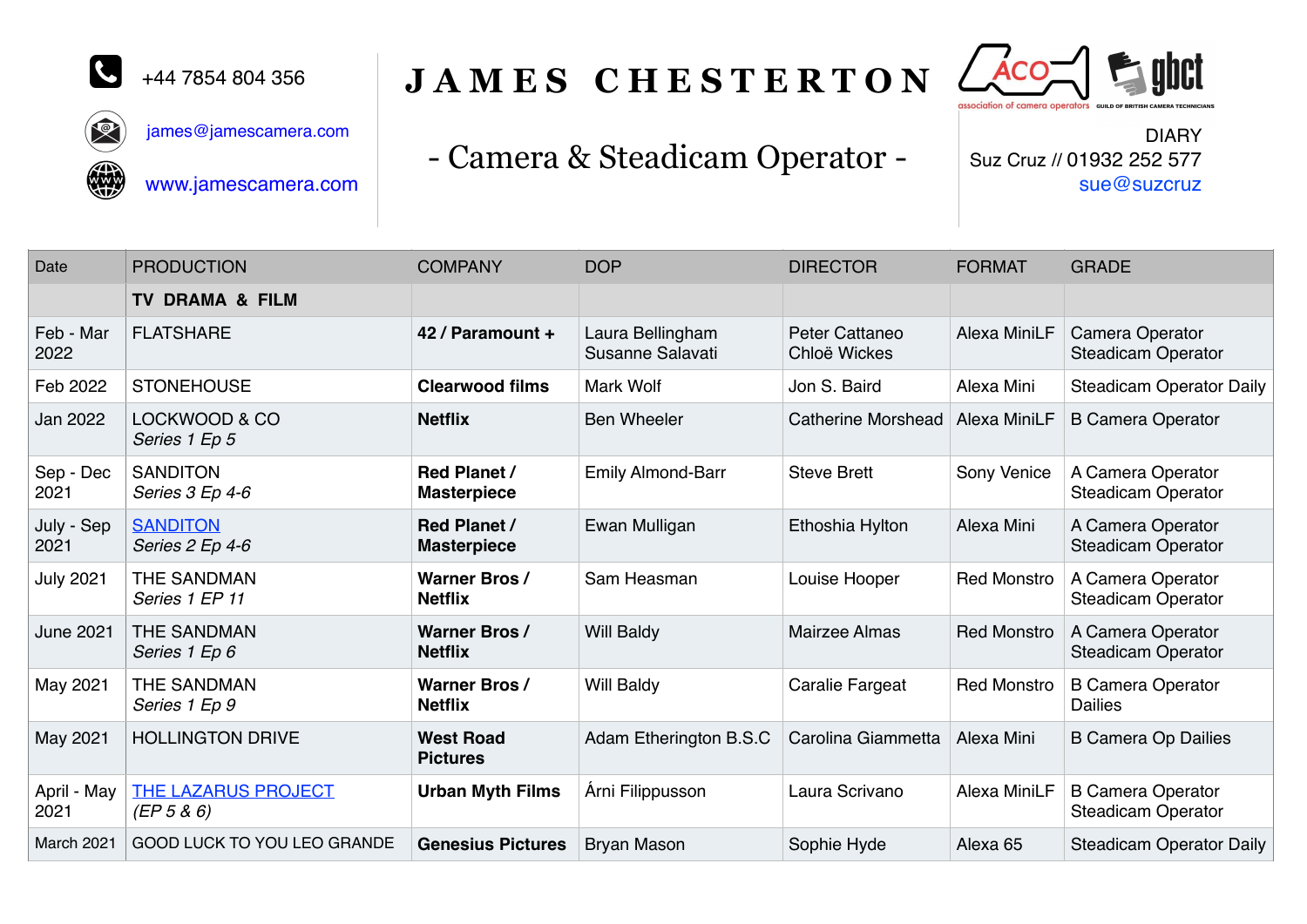+44 7854 804 356

james@jamescamera.com

www.jamescamera.com

# JAMES CHESTERTON

## - Camera & Steadicam Operator -

ACO association of camera operators — gbct GUILD OF BRITISH CAMERA TECHNICIANS

DIARY
Suz Cruz // 01932 252 577
sue@suzcruz

| Date | PRODUCTION | COMPANY | DOP | DIRECTOR | FORMAT | GRADE |
|---|---|---|---|---|---|---|
| | **TV DRAMA & FILM** | | | | | |
| Feb - Mar 2022 | FLATSHARE | **42 / Paramount +** | Laura Bellingham<br>Susanne Salavati | Peter Cattaneo<br>Chloë Wickes | Alexa MiniLF | Camera Operator<br>Steadicam Operator |
| Feb 2022 | STONEHOUSE | **Clearwood films** | Mark Wolf | Jon S. Baird | Alexa Mini | Steadicam Operator Daily |
| Jan 2022 | LOCKWOOD & CO<br>*Series 1 Ep 5* | **Netflix** | Ben Wheeler | Catherine Morshead | Alexa MiniLF | B Camera Operator |
| Sep - Dec 2021 | SANDITON<br>*Series 3 Ep 4-6* | **Red Planet / Masterpiece** | Emily Almond-Barr | Steve Brett | Sony Venice | A Camera Operator<br>Steadicam Operator |
| July - Sep 2021 | SANDITON<br>*Series 2 Ep 4-6* | **Red Planet / Masterpiece** | Ewan Mulligan | Ethoshia Hylton | Alexa Mini | A Camera Operator<br>Steadicam Operator |
| July 2021 | THE SANDMAN<br>*Series 1 EP 11* | **Warner Bros / Netflix** | Sam Heasman | Louise Hooper | Red Monstro | A Camera Operator<br>Steadicam Operator |
| June 2021 | THE SANDMAN<br>*Series 1 Ep 6* | **Warner Bros / Netflix** | Will Baldy | Mairzee Almas | Red Monstro | A Camera Operator<br>Steadicam Operator |
| May 2021 | THE SANDMAN<br>*Series 1 Ep 9* | **Warner Bros / Netflix** | Will Baldy | Caralie Fargeat | Red Monstro | B Camera Operator<br>Dailies |
| May 2021 | HOLLINGTON DRIVE | **West Road Pictures** | Adam Etherington B.S.C | Carolina Giammetta | Alexa Mini | B Camera Op Dailies |
| April - May 2021 | THE LAZARUS PROJECT<br>*(EP 5 & 6)* | **Urban Myth Films** | Árni Filippusson | Laura Scrivano | Alexa MiniLF | B Camera Operator<br>Steadicam Operator |
| March 2021 | GOOD LUCK TO YOU LEO GRANDE | **Genesius Pictures** | Bryan Mason | Sophie Hyde | Alexa 65 | Steadicam Operator Daily |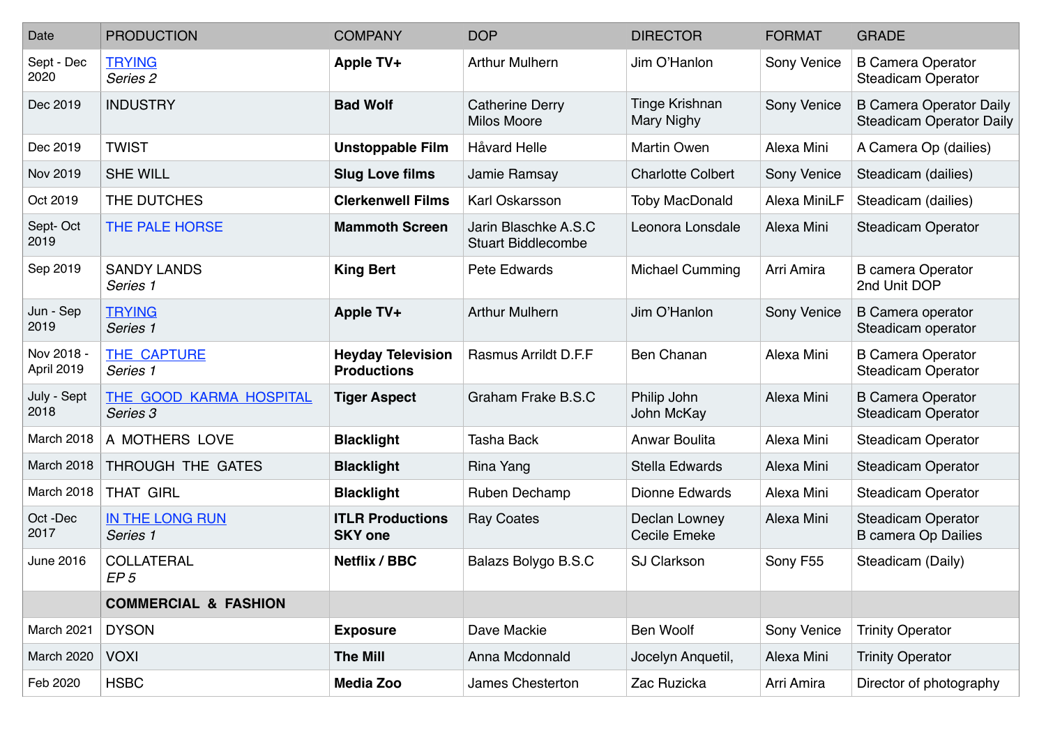| Date | PRODUCTION | COMPANY | DOP | DIRECTOR | FORMAT | GRADE |
|---|---|---|---|---|---|---|
| Sept - Dec 2020 | TRYING *Series 2* | **Apple TV+** | Arthur Mulhern | Jim O'Hanlon | Sony Venice | B Camera Operator Steadicam Operator |
| Dec 2019 | INDUSTRY | **Bad Wolf** | Catherine Derry Milos Moore | Tinge Krishnan Mary Nighy | Sony Venice | B Camera Operator Daily Steadicam Operator Daily |
| Dec 2019 | TWIST | **Unstoppable Film** | Håvard Helle | Martin Owen | Alexa Mini | A Camera Op (dailies) |
| Nov 2019 | SHE WILL | **Slug Love films** | Jamie Ramsay | Charlotte Colbert | Sony Venice | Steadicam (dailies) |
| Oct 2019 | THE DUTCHES | **Clerkenwell Films** | Karl Oskarsson | Toby MacDonald | Alexa MiniLF | Steadicam (dailies) |
| Sept- Oct 2019 | THE PALE HORSE | **Mammoth Screen** | Jarin Blaschke A.S.C Stuart Biddlecombe | Leonora Lonsdale | Alexa Mini | Steadicam Operator |
| Sep 2019 | SANDY LANDS *Series 1* | **King Bert** | Pete Edwards | Michael Cumming | Arri Amira | B camera Operator 2nd Unit DOP |
| Jun - Sep 2019 | TRYING *Series 1* | **Apple TV+** | Arthur Mulhern | Jim O'Hanlon | Sony Venice | B Camera operator Steadicam operator |
| Nov 2018 - April 2019 | THE CAPTURE *Series 1* | **Heyday Television Productions** | Rasmus Arrildt D.F.F | Ben Chanan | Alexa Mini | B Camera Operator Steadicam Operator |
| July - Sept 2018 | THE GOOD KARMA HOSPITAL *Series 3* | **Tiger Aspect** | Graham Frake B.S.C | Philip John John McKay | Alexa Mini | B Camera Operator Steadicam Operator |
| March 2018 | A MOTHERS LOVE | **Blacklight** | Tasha Back | Anwar Boulita | Alexa Mini | Steadicam Operator |
| March 2018 | THROUGH THE GATES | **Blacklight** | Rina Yang | Stella Edwards | Alexa Mini | Steadicam Operator |
| March 2018 | THAT GIRL | **Blacklight** | Ruben Dechamp | Dionne Edwards | Alexa Mini | Steadicam Operator |
| Oct -Dec 2017 | IN THE LONG RUN *Series 1* | **ITLR Productions SKY one** | Ray Coates | Declan Lowney Cecile Emeke | Alexa Mini | Steadicam Operator B camera Op Dailies |
| June 2016 | COLLATERAL *EP 5* | **Netflix / BBC** | Balazs Bolygo B.S.C | SJ Clarkson | Sony F55 | Steadicam (Daily) |
| | **COMMERCIAL & FASHION** | | | | | |
| March 2021 | DYSON | **Exposure** | Dave Mackie | Ben Woolf | Sony Venice | Trinity Operator |
| March 2020 | VOXI | **The Mill** | Anna Mcdonnald | Jocelyn Anquetil, | Alexa Mini | Trinity Operator |
| Feb 2020 | HSBC | **Media Zoo** | James Chesterton | Zac Ruzicka | Arri Amira | Director of photography |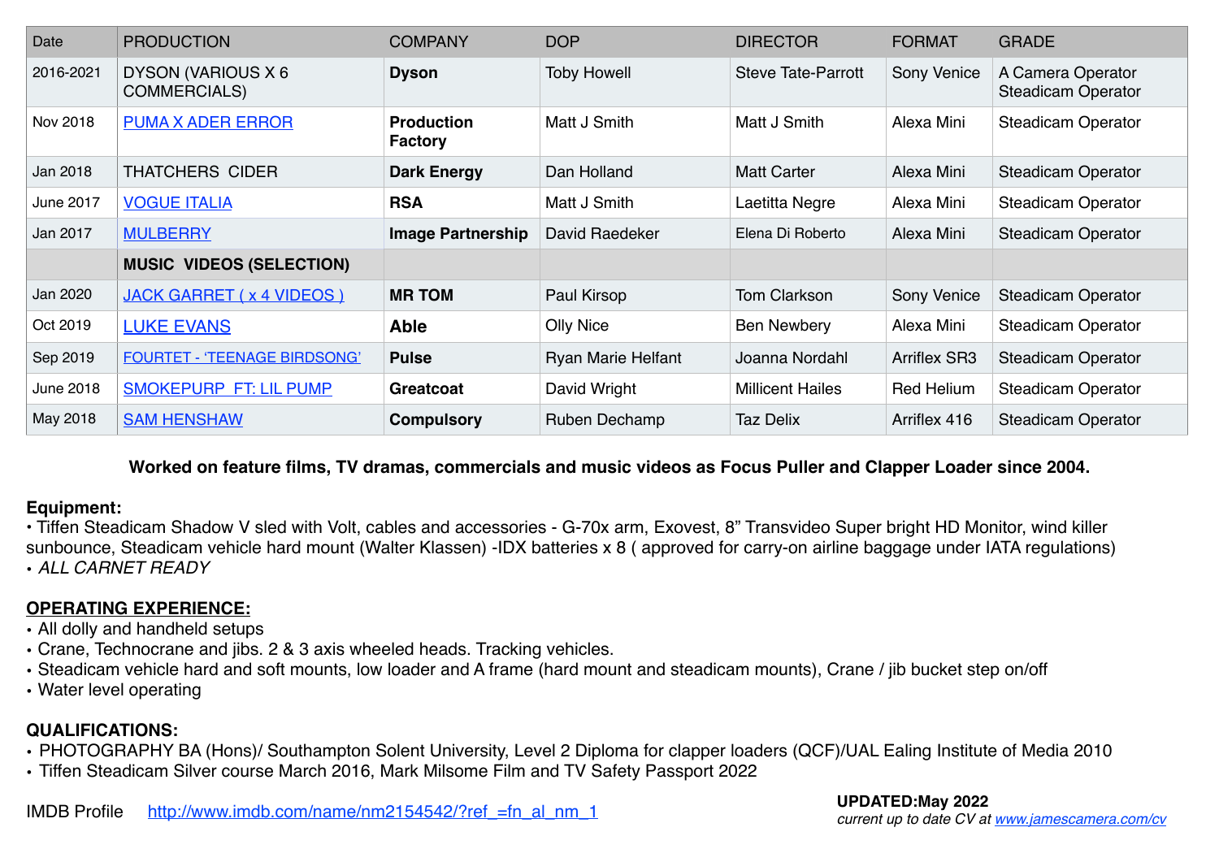| Date | PRODUCTION | COMPANY | DOP | DIRECTOR | FORMAT | GRADE |
|---|---|---|---|---|---|---|
| 2016-2021 | DYSON (VARIOUS X 6 COMMERCIALS) | **Dyson** | Toby Howell | Steve Tate-Parrott | Sony Venice | A Camera Operator Steadicam Operator |
| Nov 2018 | PUMA X ADER ERROR | **Production Factory** | Matt J Smith | Matt J Smith | Alexa Mini | Steadicam Operator |
| Jan 2018 | THATCHERS CIDER | **Dark Energy** | Dan Holland | Matt Carter | Alexa Mini | Steadicam Operator |
| June 2017 | VOGUE ITALIA | **RSA** | Matt J Smith | Laetitta Negre | Alexa Mini | Steadicam Operator |
| Jan 2017 | MULBERRY | **Image Partnership** | David Raedeker | Elena Di Roberto | Alexa Mini | Steadicam Operator |
| | **MUSIC VIDEOS (SELECTION)** | | | | | |
| Jan 2020 | JACK GARRET ( x 4 VIDEOS ) | **MR TOM** | Paul Kirsop | Tom Clarkson | Sony Venice | Steadicam Operator |
| Oct 2019 | LUKE EVANS | **Able** | Olly Nice | Ben Newbery | Alexa Mini | Steadicam Operator |
| Sep 2019 | FOURTET - 'TEENAGE BIRDSONG' | **Pulse** | Ryan Marie Helfant | Joanna Nordahl | Arriflex SR3 | Steadicam Operator |
| June 2018 | SMOKEPURP FT: LIL PUMP | **Greatcoat** | David Wright | Millicent Hailes | Red Helium | Steadicam Operator |
| May 2018 | SAM HENSHAW | **Compulsory** | Ruben Dechamp | Taz Delix | Arriflex 416 | Steadicam Operator |

**Worked on feature films, TV dramas, commercials and music videos as Focus Puller and Clapper Loader since 2004.**

**Equipment:**
- Tiffen Steadicam Shadow V sled with Volt, cables and accessories - G-70x arm, Exovest, 8" Transvideo Super bright HD Monitor, wind killer sunbounce, Steadicam vehicle hard mount (Walter Klassen) -IDX batteries x 8 ( approved for carry-on airline baggage under IATA regulations)
- *ALL CARNET READY*

**OPERATING EXPERIENCE:**
- All dolly and handheld setups
- Crane, Technocrane and jibs. 2 & 3 axis wheeled heads. Tracking vehicles.
- Steadicam vehicle hard and soft mounts, low loader and A frame (hard mount and steadicam mounts), Crane / jib bucket step on/off
- Water level operating

**QUALIFICATIONS:**
- PHOTOGRAPHY BA (Hons)/ Southampton Solent University, Level 2 Diploma for clapper loaders (QCF)/UAL Ealing Institute of Media 2010
- Tiffen Steadicam Silver course March 2016, Mark Milsome Film and TV Safety Passport 2022

IMDB Profile http://www.imdb.com/name/nm2154542/?ref_=fn_al_nm_1

**UPDATED:May 2022**
*current up to date CV at www.jamescamera.com/cv*